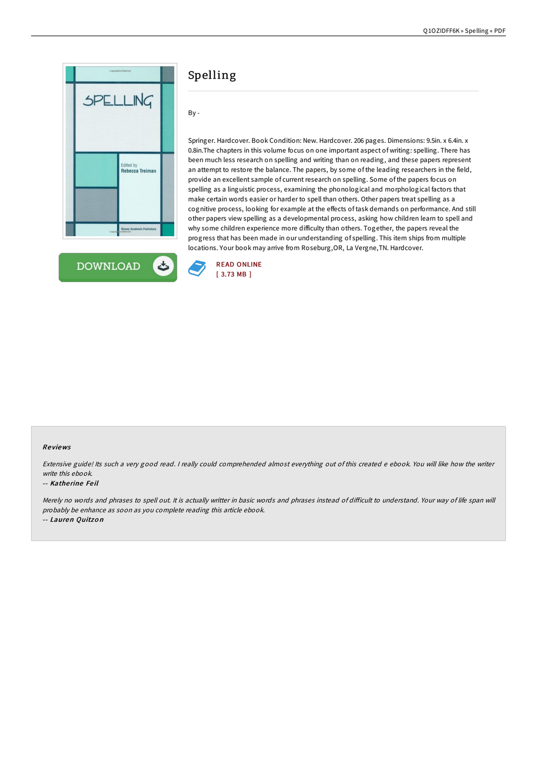# Spelling

By -

Springer. Hardcover. Book Condition: New. Hardcover. 206 pages. Dimensions: 9.5in. x 6.4in. x 0.8in.The chapters in this volume focus on one important aspect of writing: spelling. There has been much less research on spelling and writing than on reading, and these papers represent an attempt to restore the balance. The papers, by some of the leading researchers in the field, provide an excellent sample of current research on spelling. Some of the papers focus on spelling as a linguistic process, examining the phonological and morphological factors that make certain words easier or harder to spell than others. Other papers treat spelling as a cognitive process, looking for example at the effects of task demands on performance. And still other papers view spelling as a developmental process, asking how children learn to spell and why some children experience more difficulty than others. Together, the papers reveal the progress that has been made in our understanding of spelling. This item ships from multiple locations. Your book may arrive from Roseburg,OR, La Vergne,TN. Hardcover.

DOWNLOAD

READ ONLINE
[ 3.73 MB ]

## Reviews

*Extensive guide! Its such a very good read. I really could comprehended almost everything out of this created e ebook. You will like how the writer write this ebook.*

-- ***Katherine Feil***

*Merely no words and phrases to spell out. It is actually writter in basic words and phrases instead of difficult to understand. Your way of life span will probably be enhance as soon as you complete reading this article ebook.*

-- ***Lauren Quitzon***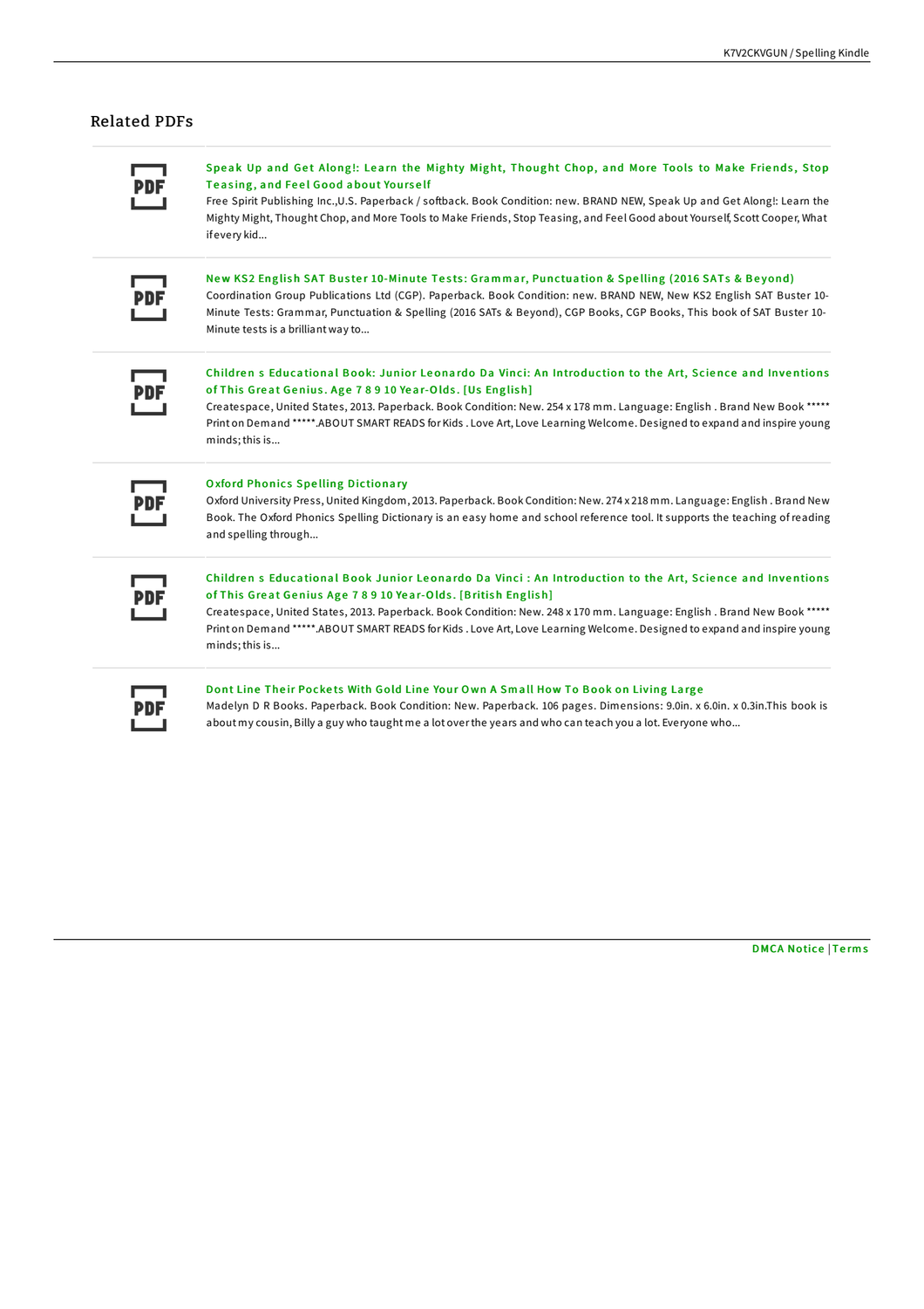## Related PDFs

**Speak Up and Get Along!: Learn the Mighty Might, Thought Chop, and More Tools to Make Friends, Stop Teasing, and Feel Good about Yourself**

Free Spirit Publishing Inc.,U.S. Paperback / softback. Book Condition: new. BRAND NEW, Speak Up and Get Along!: Learn the Mighty Might, Thought Chop, and More Tools to Make Friends, Stop Teasing, and Feel Good about Yourself, Scott Cooper, What if every kid...

**New KS2 English SAT Buster 10-Minute Tests: Grammar, Punctuation & Spelling (2016 SATs & Beyond)**

Coordination Group Publications Ltd (CGP). Paperback. Book Condition: new. BRAND NEW, New KS2 English SAT Buster 10-Minute Tests: Grammar, Punctuation & Spelling (2016 SATs & Beyond), CGP Books, CGP Books, This book of SAT Buster 10-Minute tests is a brilliant way to...

**Children s Educational Book: Junior Leonardo Da Vinci: An Introduction to the Art, Science and Inventions of This Great Genius. Age 7 8 9 10 Year-Olds. [Us English]**

Createspace, United States, 2013. Paperback. Book Condition: New. 254 x 178 mm. Language: English . Brand New Book ***** Print on Demand *****.ABOUT SMART READS for Kids . Love Art, Love Learning Welcome. Designed to expand and inspire young minds; this is...

**Oxford Phonics Spelling Dictionary**

Oxford University Press, United Kingdom, 2013. Paperback. Book Condition: New. 274 x 218 mm. Language: English . Brand New Book. The Oxford Phonics Spelling Dictionary is an easy home and school reference tool. It supports the teaching of reading and spelling through...

**Children s Educational Book Junior Leonardo Da Vinci : An Introduction to the Art, Science and Inventions of This Great Genius Age 7 8 9 10 Year-Olds. [British English]**

Createspace, United States, 2013. Paperback. Book Condition: New. 248 x 170 mm. Language: English . Brand New Book ***** Print on Demand *****.ABOUT SMART READS for Kids . Love Art, Love Learning Welcome. Designed to expand and inspire young minds; this is...

**Dont Line Their Pockets With Gold Line Your Own A Small How To Book on Living Large**

Madelyn D R Books. Paperback. Book Condition: New. Paperback. 106 pages. Dimensions: 9.0in. x 6.0in. x 0.3in.This book is about my cousin, Billy a guy who taught me a lot over the years and who can teach you a lot. Everyone who...